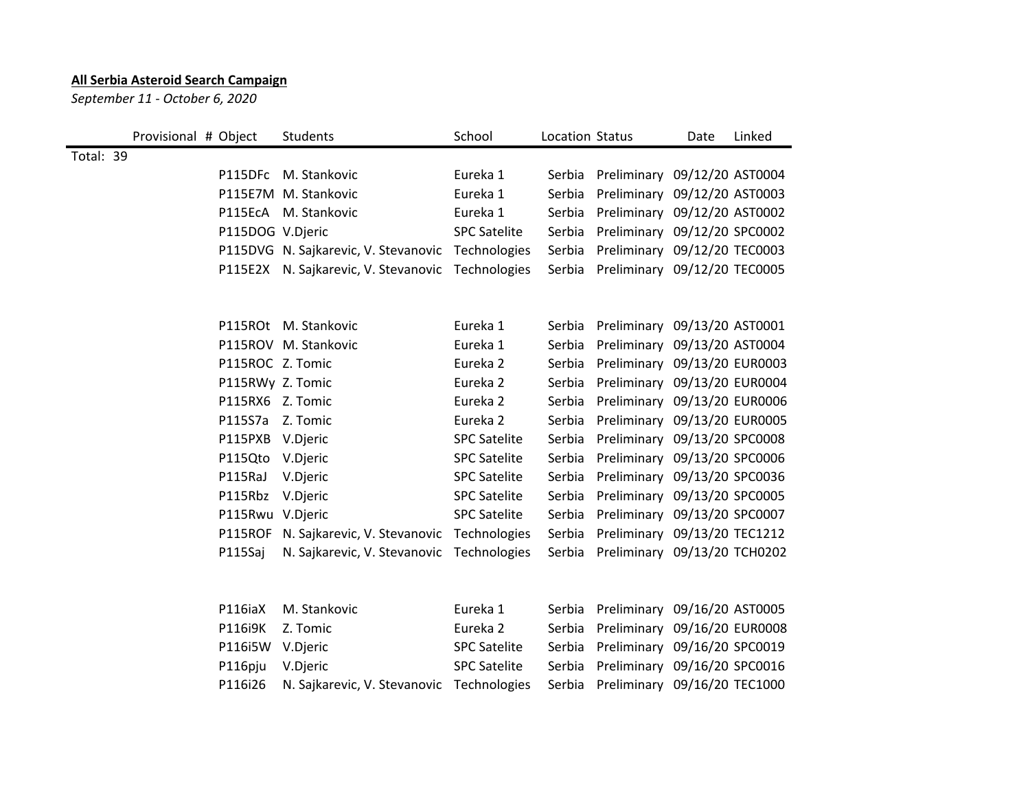**All Serbia Asteroid Search Campaign**

*September 11 - October 6, 2020*

| | Provisional # | Object | Students | School | Location | Status | Date | Linked |
|---|---|---|---|---|---|---|---|---|
| Total: 39 | | | | | | | | |
| | | P115DFc | M. Stankovic | Eureka 1 | Serbia | Preliminary | 09/12/20 | AST0004 |
| | | P115E7M | M. Stankovic | Eureka 1 | Serbia | Preliminary | 09/12/20 | AST0003 |
| | | P115EcA | M. Stankovic | Eureka 1 | Serbia | Preliminary | 09/12/20 | AST0002 |
| | | P115DOG | V.Djeric | SPC Satelite | Serbia | Preliminary | 09/12/20 | SPC0002 |
| | | P115DVG | N. Sajkarevic, V. Stevanovic | Technologies | Serbia | Preliminary | 09/12/20 | TEC0003 |
| | | P115E2X | N. Sajkarevic, V. Stevanovic | Technologies | Serbia | Preliminary | 09/12/20 | TEC0005 |
| | | | | | | | | |
| | | P115ROt | M. Stankovic | Eureka 1 | Serbia | Preliminary | 09/13/20 | AST0001 |
| | | P115ROV | M. Stankovic | Eureka 1 | Serbia | Preliminary | 09/13/20 | AST0004 |
| | | P115ROC | Z. Tomic | Eureka 2 | Serbia | Preliminary | 09/13/20 | EUR0003 |
| | | P115RWy | Z. Tomic | Eureka 2 | Serbia | Preliminary | 09/13/20 | EUR0004 |
| | | P115RX6 | Z. Tomic | Eureka 2 | Serbia | Preliminary | 09/13/20 | EUR0006 |
| | | P115S7a | Z. Tomic | Eureka 2 | Serbia | Preliminary | 09/13/20 | EUR0005 |
| | | P115PXB | V.Djeric | SPC Satelite | Serbia | Preliminary | 09/13/20 | SPC0008 |
| | | P115Qto | V.Djeric | SPC Satelite | Serbia | Preliminary | 09/13/20 | SPC0006 |
| | | P115RaJ | V.Djeric | SPC Satelite | Serbia | Preliminary | 09/13/20 | SPC0036 |
| | | P115Rbz | V.Djeric | SPC Satelite | Serbia | Preliminary | 09/13/20 | SPC0005 |
| | | P115Rwu | V.Djeric | SPC Satelite | Serbia | Preliminary | 09/13/20 | SPC0007 |
| | | P115ROF | N. Sajkarevic, V. Stevanovic | Technologies | Serbia | Preliminary | 09/13/20 | TEC1212 |
| | | P115Saj | N. Sajkarevic, V. Stevanovic | Technologies | Serbia | Preliminary | 09/13/20 | TCH0202 |
| | | | | | | | | |
| | | P116iaX | M. Stankovic | Eureka 1 | Serbia | Preliminary | 09/16/20 | AST0005 |
| | | P116i9K | Z. Tomic | Eureka 2 | Serbia | Preliminary | 09/16/20 | EUR0008 |
| | | P116i5W | V.Djeric | SPC Satelite | Serbia | Preliminary | 09/16/20 | SPC0019 |
| | | P116pju | V.Djeric | SPC Satelite | Serbia | Preliminary | 09/16/20 | SPC0016 |
| | | P116i26 | N. Sajkarevic, V. Stevanovic | Technologies | Serbia | Preliminary | 09/16/20 | TEC1000 |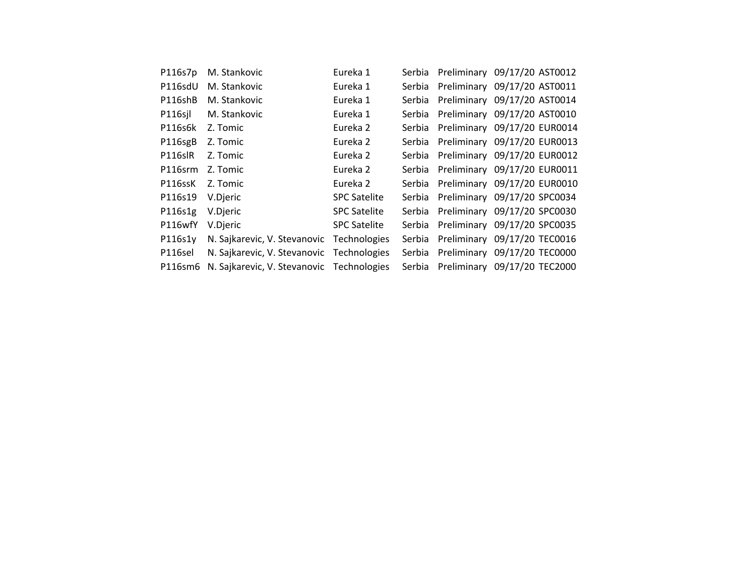| | | | | | | |
|---|---|---|---|---|---|---|
| P116s7p | M. Stankovic | Eureka 1 | Serbia | Preliminary | 09/17/20 | AST0012 |
| P116sdU | M. Stankovic | Eureka 1 | Serbia | Preliminary | 09/17/20 | AST0011 |
| P116shB | M. Stankovic | Eureka 1 | Serbia | Preliminary | 09/17/20 | AST0014 |
| P116sjl | M. Stankovic | Eureka 1 | Serbia | Preliminary | 09/17/20 | AST0010 |
| P116s6k | Z. Tomic | Eureka 2 | Serbia | Preliminary | 09/17/20 | EUR0014 |
| P116sgB | Z. Tomic | Eureka 2 | Serbia | Preliminary | 09/17/20 | EUR0013 |
| P116slR | Z. Tomic | Eureka 2 | Serbia | Preliminary | 09/17/20 | EUR0012 |
| P116srm | Z. Tomic | Eureka 2 | Serbia | Preliminary | 09/17/20 | EUR0011 |
| P116ssK | Z. Tomic | Eureka 2 | Serbia | Preliminary | 09/17/20 | EUR0010 |
| P116s19 | V.Djeric | SPC Satelite | Serbia | Preliminary | 09/17/20 | SPC0034 |
| P116s1g | V.Djeric | SPC Satelite | Serbia | Preliminary | 09/17/20 | SPC0030 |
| P116wfY | V.Djeric | SPC Satelite | Serbia | Preliminary | 09/17/20 | SPC0035 |
| P116s1y | N. Sajkarevic, V. Stevanovic | Technologies | Serbia | Preliminary | 09/17/20 | TEC0016 |
| P116sel | N. Sajkarevic, V. Stevanovic | Technologies | Serbia | Preliminary | 09/17/20 | TEC0000 |
| P116sm6 | N. Sajkarevic, V. Stevanovic | Technologies | Serbia | Preliminary | 09/17/20 | TEC2000 |